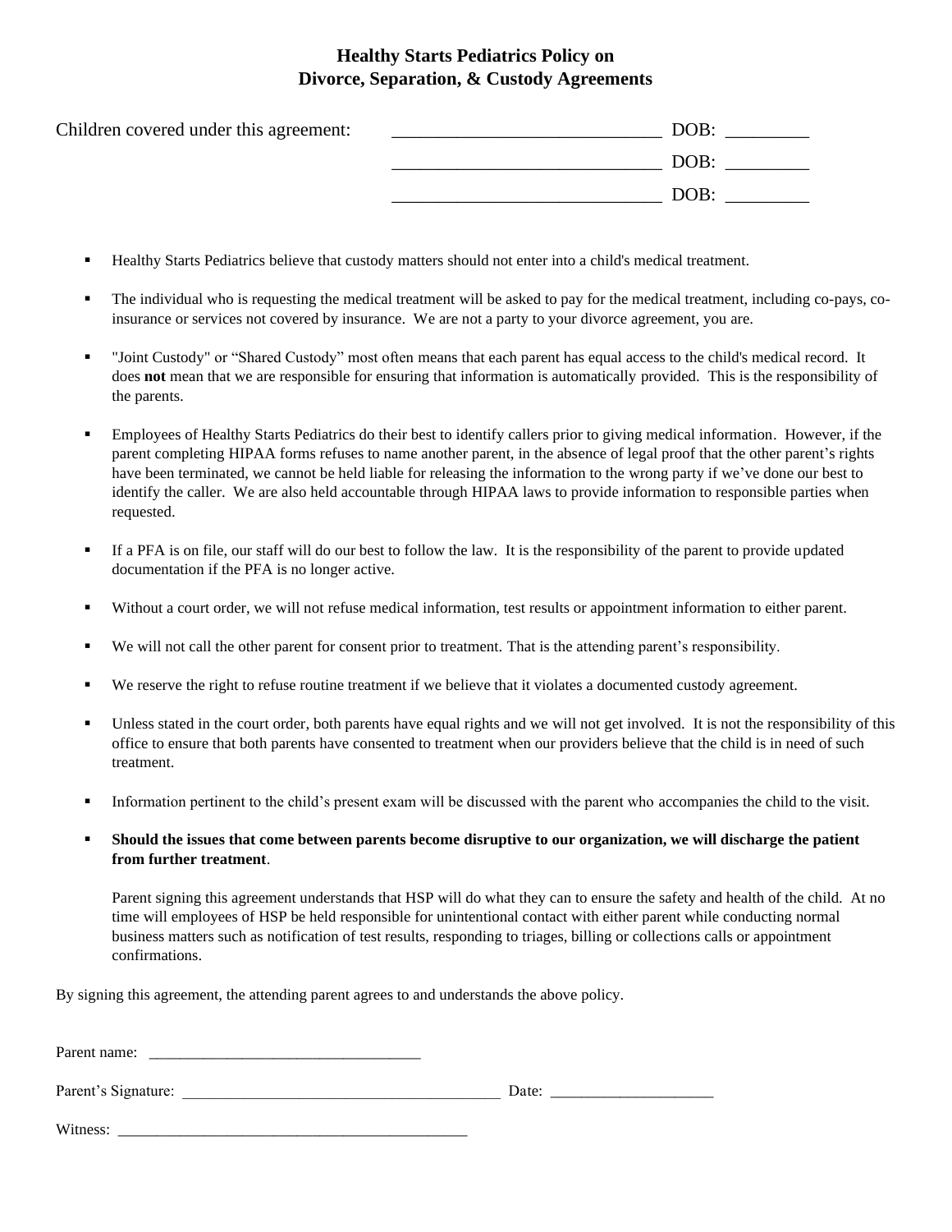# Healthy Starts Pediatrics Policy on Divorce, Separation, & Custody Agreements

Children covered under this agreement: _____________________________ DOB: _________

_____________________________ DOB: _________

_____________________________ DOB: _________

- Healthy Starts Pediatrics believe that custody matters should not enter into a child's medical treatment.
- The individual who is requesting the medical treatment will be asked to pay for the medical treatment, including co-pays, co-insurance or services not covered by insurance. We are not a party to your divorce agreement, you are.
- "Joint Custody" or "Shared Custody" most often means that each parent has equal access to the child's medical record. It does **not** mean that we are responsible for ensuring that information is automatically provided. This is the responsibility of the parents.
- Employees of Healthy Starts Pediatrics do their best to identify callers prior to giving medical information. However, if the parent completing HIPAA forms refuses to name another parent, in the absence of legal proof that the other parent's rights have been terminated, we cannot be held liable for releasing the information to the wrong party if we've done our best to identify the caller. We are also held accountable through HIPAA laws to provide information to responsible parties when requested.
- If a PFA is on file, our staff will do our best to follow the law. It is the responsibility of the parent to provide updated documentation if the PFA is no longer active.
- Without a court order, we will not refuse medical information, test results or appointment information to either parent.
- We will not call the other parent for consent prior to treatment. That is the attending parent's responsibility.
- We reserve the right to refuse routine treatment if we believe that it violates a documented custody agreement.
- Unless stated in the court order, both parents have equal rights and we will not get involved. It is not the responsibility of this office to ensure that both parents have consented to treatment when our providers believe that the child is in need of such treatment.
- Information pertinent to the child's present exam will be discussed with the parent who accompanies the child to the visit.
- **Should the issues that come between parents become disruptive to our organization, we will discharge the patient from further treatment**.

  Parent signing this agreement understands that HSP will do what they can to ensure the safety and health of the child. At no time will employees of HSP be held responsible for unintentional contact with either parent while conducting normal business matters such as notification of test results, responding to triages, billing or collections calls or appointment confirmations.

By signing this agreement, the attending parent agrees to and understands the above policy.

Parent name: ___________________________________

Parent's Signature: ________________________________________ Date: ____________________

Witness: ______________________________________________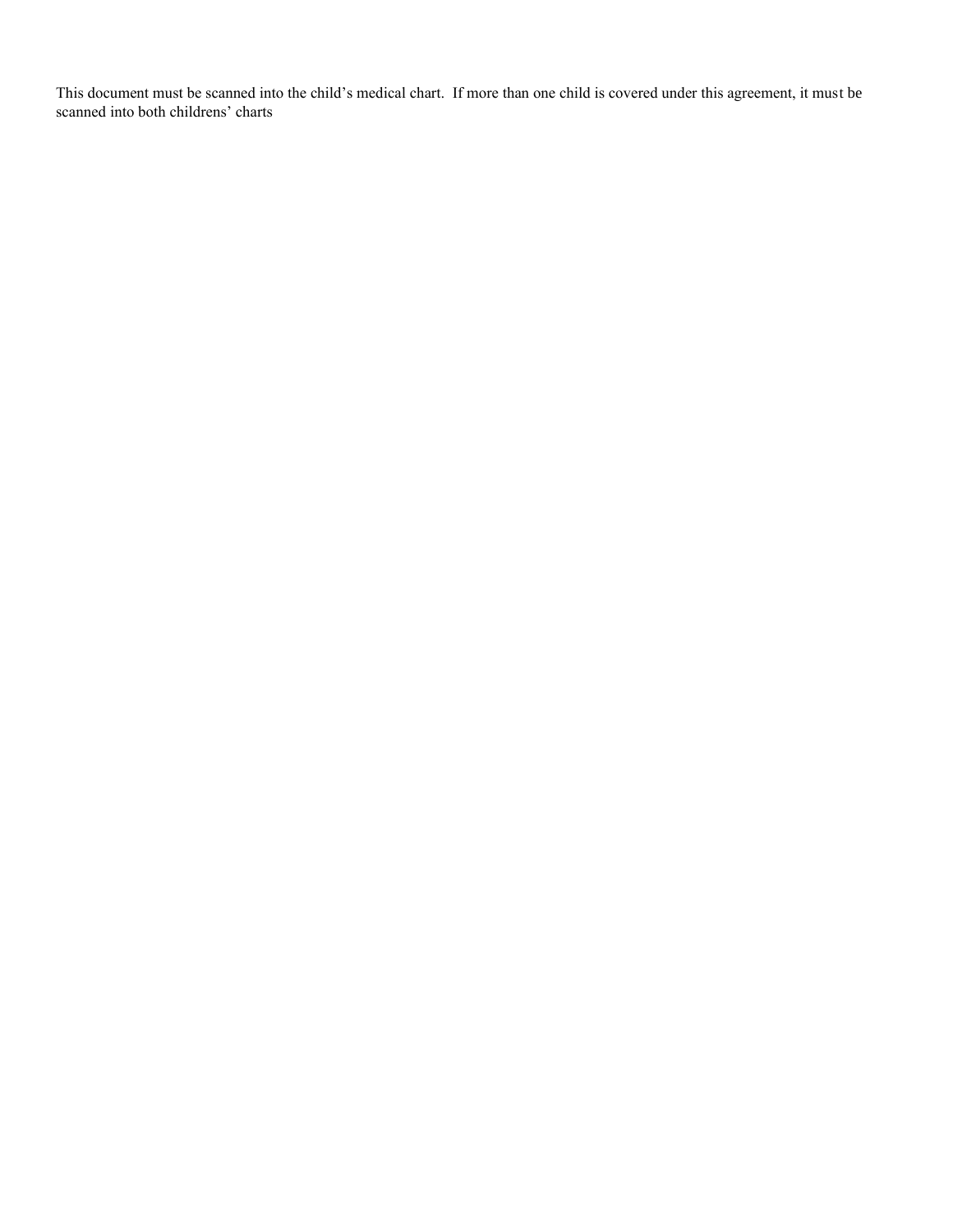This document must be scanned into the child's medical chart. If more than one child is covered under this agreement, it must be scanned into both childrens' charts